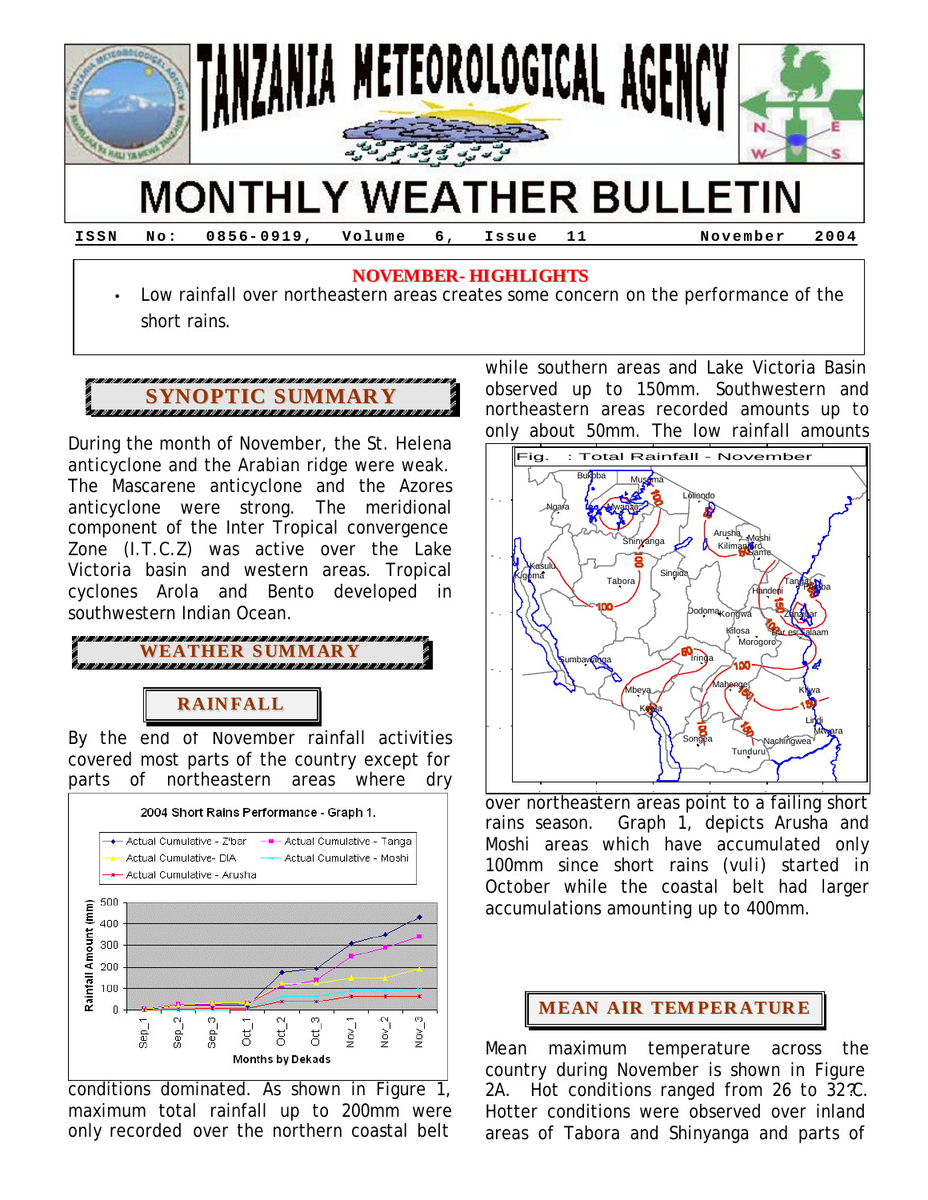# TANZANIA METEOROLOGICAL AGENCY

# MONTHLY WEATHER BULLETIN

**ISSN No: 0856-0919, Volume 6, Issue 11 November 2004**

## NOVEMBER- HIGHLIGHTS

- Low rainfall over northeastern areas creates some concern on the performance of the short rains.

## SYNOPTIC SUMMARY

During the month of November, the St. Helena anticyclone and the Arabian ridge were weak. The Mascarene anticyclone and the Azores anticyclone were strong. The meridional component of the Inter Tropical convergence Zone (I.T.C.Z) was active over the Lake Victoria basin and western areas. Tropical cyclones Arola and Bento developed in southwestern Indian Ocean.

## WEATHER SUMMARY

### RAINFALL

By the end of November rainfall activities covered most parts of the country except for parts of northeastern areas where dry conditions dominated. As shown in Figure 1, maximum total rainfall up to 200mm were only recorded over the northern coastal belt while southern areas and Lake Victoria Basin observed up to 150mm. Southwestern and northeastern areas recorded amounts up to only about 50mm. The low rainfall amounts over northeastern areas point to a failing short rains season. Graph 1, depicts Arusha and Moshi areas which have accumulated only 100mm since short rains (vuli) started in October while the coastal belt had larger accumulations amounting up to 400mm.

2004 Short Rains Performance - Graph 1.

Fig. : Total Rainfall - November

## MEAN AIR TEMPERATURE

Mean maximum temperature across the country during November is shown in Figure 2A. Hot conditions ranged from 26 to 32°C. Hotter conditions were observed over inland areas of Tabora and Shinyanga and parts of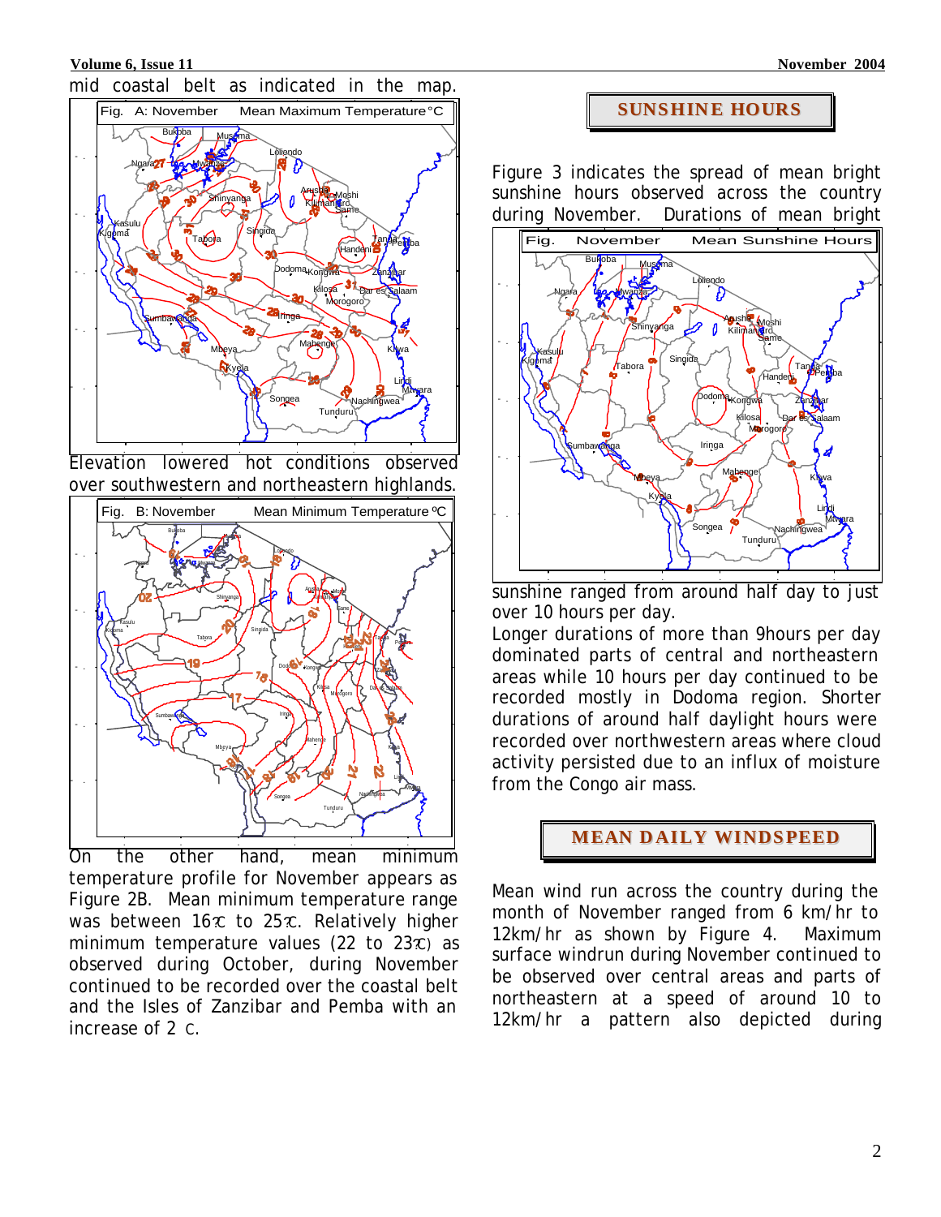mid coastal belt as indicated in the map.

Fig. A: November Mean Maximum Temperature°C

Elevation lowered hot conditions observed over southwestern and northeastern highlands.

Fig. B: November Mean Minimum Temperature ºC

On the other hand, mean minimum temperature profile for November appears as Figure 2B. Mean minimum temperature range was between 16°C to 25°C. Relatively higher minimum temperature values (22 to 23°C) as observed during October, during November continued to be recorded over the coastal belt and the Isles of Zanzibar and Pemba with an increase of 2 °C.

## SUNSHINE HOURS

Figure 3 indicates the spread of mean bright sunshine hours observed across the country during November. Durations of mean bright sunshine ranged from around half day to just over 10 hours per day.

Fig. November Mean Sunshine Hours

Longer durations of more than 9hours per day dominated parts of central and northeastern areas while 10 hours per day continued to be recorded mostly in Dodoma region. Shorter durations of around half daylight hours were recorded over northwestern areas where cloud activity persisted due to an influx of moisture from the Congo air mass.

## MEAN DAILY WINDSPEED

Mean wind run across the country during the month of November ranged from 6 km/hr to 12km/hr as shown by Figure 4. Maximum surface windrun during November continued to be observed over central areas and parts of northeastern at a speed of around 10 to 12km/hr a pattern also depicted during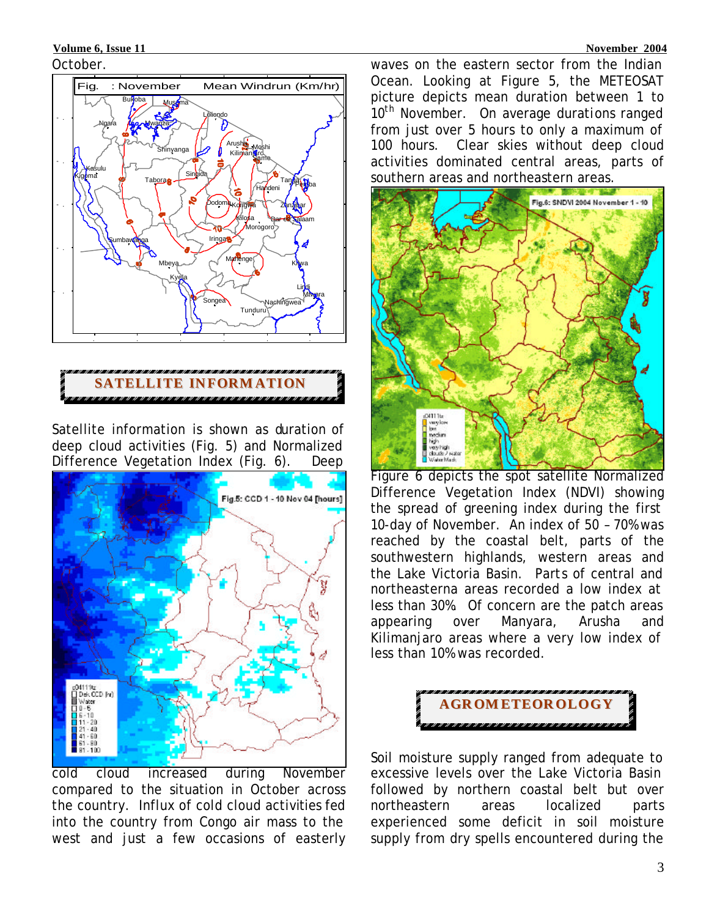October.

Fig. : November Mean Windrun (Km/hr)

## SATELLITE INFORMATION

Satellite information is shown as duration of deep cloud activities (Fig. 5) and Normalized Difference Vegetation Index (Fig. 6). Deep

Fig.5: CCD 1 - 10 Nov 04 [hours]

cold cloud increased during November compared to the situation in October across the country. Influx of cold cloud activities fed into the country from Congo air mass to the west and just a few occasions of easterly waves on the eastern sector from the Indian Ocean. Looking at Figure 5, the METEOSAT picture depicts mean duration between 1 to 10th November. On average durations ranged from just over 5 hours to only a maximum of 100 hours. Clear skies without deep cloud activities dominated central areas, parts of southern areas and northeastern areas.

Fig.6: SNDVI 2004 November 1 - 10

Figure 6 depicts the spot satellite Normalized Difference Vegetation Index (NDVI) showing the spread of greening index during the first 10-day of November. An index of 50 – 70% was reached by the coastal belt, parts of the southwestern highlands, western areas and the Lake Victoria Basin. Parts of central and northeasterna areas recorded a low index at less than 30%. Of concern are the patch areas appearing over Manyara, Arusha and Kilimanjaro areas where a very low index of less than 10% was recorded.

## AGROMETEOROLOGY

Soil moisture supply ranged from adequate to excessive levels over the Lake Victoria Basin followed by northern coastal belt but over northeastern areas localized parts experienced some deficit in soil moisture supply from dry spells encountered during the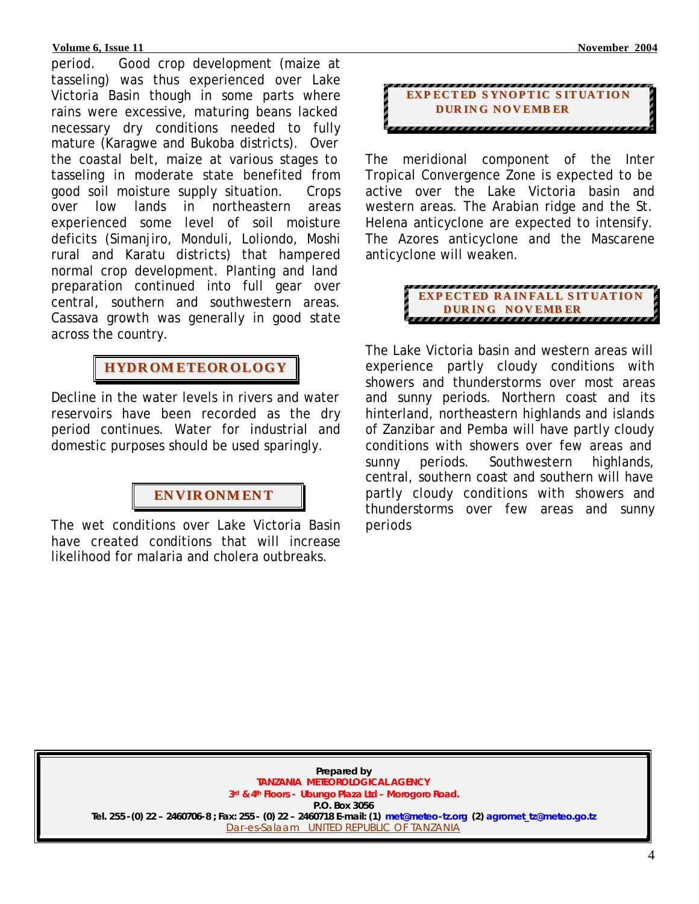period. Good crop development (maize at tasseling) was thus experienced over Lake Victoria Basin though in some parts where rains were excessive, maturing beans lacked necessary dry conditions needed to fully mature (Karagwe and Bukoba districts). Over the coastal belt, maize at various stages to tasseling in moderate state benefited from good soil moisture supply situation. Crops over low lands in northeastern areas experienced some level of soil moisture deficits (Simanjiro, Monduli, Loliondo, Moshi rural and Karatu districts) that hampered normal crop development. Planting and land preparation continued into full gear over central, southern and southwestern areas. Cassava growth was generally in good state across the country.

## HYDROMETEOROLOGY

Decline in the water levels in rivers and water reservoirs have been recorded as the dry period continues. Water for industrial and domestic purposes should be used sparingly.

## ENVIRONMENT

The wet conditions over Lake Victoria Basin have created conditions that will increase likelihood for malaria and cholera outbreaks.

## EXPECTED SYNOPTIC SITUATION DURING NOVEMBER

The meridional component of the Inter Tropical Convergence Zone is expected to be active over the Lake Victoria basin and western areas. The Arabian ridge and the St. Helena anticyclone are expected to intensify. The Azores anticyclone and the Mascarene anticyclone will weaken.

## EXPECTED RAINFALL SITUATION DURING NOVEMBER

The Lake Victoria basin and western areas will experience partly cloudy conditions with showers and thunderstorms over most areas and sunny periods. Northern coast and its hinterland, northeastern highlands and islands of Zanzibar and Pemba will have partly cloudy conditions with showers over few areas and sunny periods. Southwestern highlands, central, southern coast and southern will have partly cloudy conditions with showers and thunderstorms over few areas and sunny periods

---

**Prepared by**
**TANZANIA METEOROLOGICAL AGENCY**
**3rd & 4th Floors - Ubungo Plaza Ltd – Morogoro Road.**
**P.O. Box 3056**
**Tel. 255 - (0) 22 – 2460706-8 ; Fax: 255 - (0) 22 – 2460718 E-mail: (1) met@meteo-tz.org (2) agromet_tz@meteo.go.tz**
Dar-es-Salaam UNITED REPUBLIC OF TANZANIA